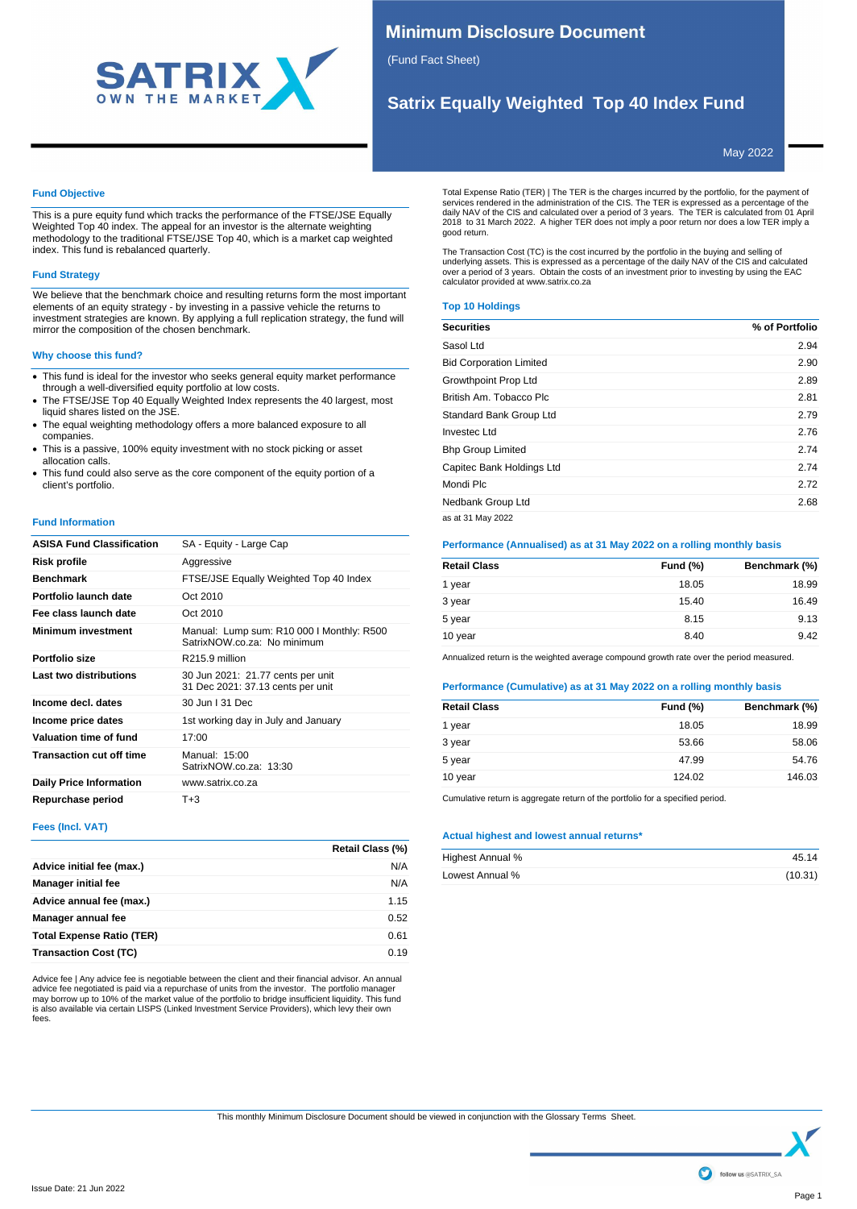# Minimum Disclosure Document

(Fund Fact Sheet)

## Satrix Equally Weighted Top 40 Index Fund

May 2022

### Fund Objective

This is a pure equity fund which tracks the performance of the FTSE/JSE Equally Weighted Top 40 index. The appeal for an investor is the alternate weighting methodology to the traditional FTSE/JSE Top 40, which is a market cap weighted index. This fund is rebalanced quarterly.

### Fund Strategy

We believe that the benchmark choice and resulting returns form the most important elements of an equity strategy - by investing in a passive vehicle the returns to investment strategies are known. By applying a full replication strategy, the fund will mirror the composition of the chosen benchmark.

### Why choose this fund?

- This fund is ideal for the investor who seeks general equity market performance through a well-diversified equity portfolio at low costs.
- The FTSE/JSE Top 40 Equally Weighted Index represents the 40 largest, most liquid shares listed on the JSE.
- The equal weighting methodology offers a more balanced exposure to all companies.
- This is a passive, 100% equity investment with no stock picking or asset allocation calls.
- This fund could also serve as the core component of the equity portion of a client's portfolio.

### Fund Information

| | |
|---|---|
| **ASISA Fund Classification** | SA - Equity - Large Cap |
| **Risk profile** | Aggressive |
| **Benchmark** | FTSE/JSE Equally Weighted Top 40 Index |
| **Portfolio launch date** | Oct 2010 |
| **Fee class launch date** | Oct 2010 |
| **Minimum investment** | Manual: Lump sum: R10 000 I Monthly: R500<br>SatrixNOW.co.za: No minimum |
| **Portfolio size** | R215.9 million |
| **Last two distributions** | 30 Jun 2021: 21.77 cents per unit<br>31 Dec 2021: 37.13 cents per unit |
| **Income decl. dates** | 30 Jun I 31 Dec |
| **Income price dates** | 1st working day in July and January |
| **Valuation time of fund** | 17:00 |
| **Transaction cut off time** | Manual: 15:00<br>SatrixNOW.co.za: 13:30 |
| **Daily Price Information** | www.satrix.co.za |
| **Repurchase period** | T+3 |

### Fees (Incl. VAT)

| | Retail Class (%) |
|---|---|
| **Advice initial fee (max.)** | N/A |
| **Manager initial fee** | N/A |
| **Advice annual fee (max.)** | 1.15 |
| **Manager annual fee** | 0.52 |
| **Total Expense Ratio (TER)** | 0.61 |
| **Transaction Cost (TC)** | 0.19 |

Advice fee | Any advice fee is negotiable between the client and their financial advisor. An annual advice fee negotiated is paid via a repurchase of units from the investor. The portfolio manager may borrow up to 10% of the market value of the portfolio to bridge insufficient liquidity. This fund is also available via certain LISPS (Linked Investment Service Providers), which levy their own fees.

Total Expense Ratio (TER) | The TER is the charges incurred by the portfolio, for the payment of services rendered in the administration of the CIS. The TER is expressed as a percentage of the daily NAV of the CIS and calculated over a period of 3 years. The TER is calculated from 01 April 2018 to 31 March 2022. A higher TER does not imply a poor return nor does a low TER imply a good return.

The Transaction Cost (TC) is the cost incurred by the portfolio in the buying and selling of underlying assets. This is expressed as a percentage of the daily NAV of the CIS and calculated over a period of 3 years. Obtain the costs of an investment prior to investing by using the EAC calculator provided at www.satrix.co.za

### Top 10 Holdings

| Securities | % of Portfolio |
|---|---|
| Sasol Ltd | 2.94 |
| Bid Corporation Limited | 2.90 |
| Growthpoint Prop Ltd | 2.89 |
| British Am. Tobacco Plc | 2.81 |
| Standard Bank Group Ltd | 2.79 |
| Investec Ltd | 2.76 |
| Bhp Group Limited | 2.74 |
| Capitec Bank Holdings Ltd | 2.74 |
| Mondi Plc | 2.72 |
| Nedbank Group Ltd | 2.68 |

as at 31 May 2022

### Performance (Annualised) as at 31 May 2022 on a rolling monthly basis

| Retail Class | Fund (%) | Benchmark (%) |
|---|---|---|
| 1 year | 18.05 | 18.99 |
| 3 year | 15.40 | 16.49 |
| 5 year | 8.15 | 9.13 |
| 10 year | 8.40 | 9.42 |

Annualized return is the weighted average compound growth rate over the period measured.

### Performance (Cumulative) as at 31 May 2022 on a rolling monthly basis

| Retail Class | Fund (%) | Benchmark (%) |
|---|---|---|
| 1 year | 18.05 | 18.99 |
| 3 year | 53.66 | 58.06 |
| 5 year | 47.99 | 54.76 |
| 10 year | 124.02 | 146.03 |

Cumulative return is aggregate return of the portfolio for a specified period.

### Actual highest and lowest annual returns*

| | |
|---|---|
| Highest Annual % | 45.14 |
| Lowest Annual % | (10.31) |

This monthly Minimum Disclosure Document should be viewed in conjunction with the Glossary Terms Sheet.

Issue Date: 21 Jun 2022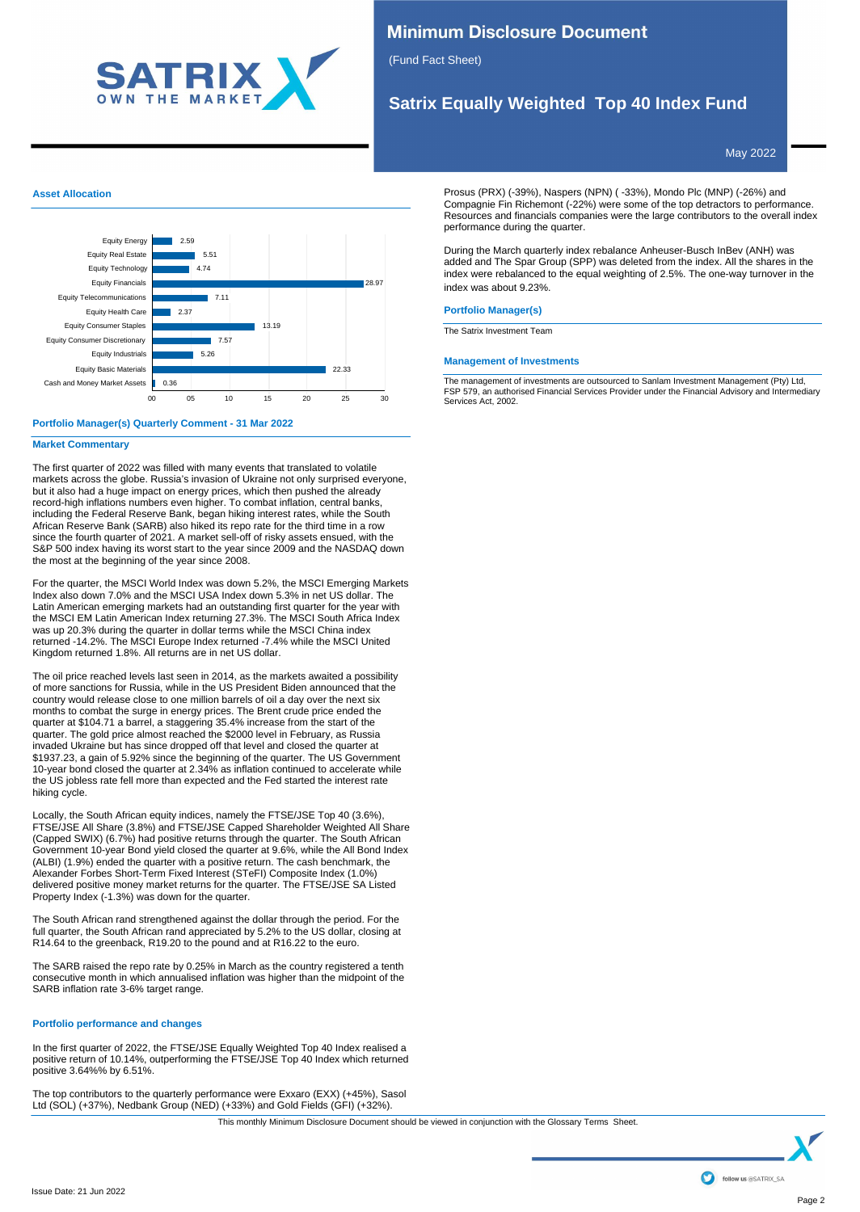# Minimum Disclosure Document

(Fund Fact Sheet)

## Satrix Equally Weighted Top 40 Index Fund

May 2022

### Asset Allocation

| Asset Class | % |
|---|---|
| Equity Energy | 2.59 |
| Equity Real Estate | 5.51 |
| Equity Technology | 4.74 |
| Equity Financials | 28.97 |
| Equity Telecommunications | 7.11 |
| Equity Health Care | 2.37 |
| Equity Consumer Staples | 13.19 |
| Equity Consumer Discretionary | 7.57 |
| Equity Industrials | 5.26 |
| Equity Basic Materials | 22.33 |
| Cash and Money Market Assets | 0.36 |

### Portfolio Manager(s) Quarterly Comment - 31 Mar 2022

### Market Commentary

The first quarter of 2022 was filled with many events that translated to volatile markets across the globe. Russia's invasion of Ukraine not only surprised everyone, but it also had a huge impact on energy prices, which then pushed the already record-high inflations numbers even higher. To combat inflation, central banks, including the Federal Reserve Bank, began hiking interest rates, while the South African Reserve Bank (SARB) also hiked its repo rate for the third time in a row since the fourth quarter of 2021. A market sell-off of risky assets ensued, with the S&P 500 index having its worst start to the year since 2009 and the NASDAQ down the most at the beginning of the year since 2008.

For the quarter, the MSCI World Index was down 5.2%, the MSCI Emerging Markets Index also down 7.0% and the MSCI USA Index down 5.3% in net US dollar. The Latin American emerging markets had an outstanding first quarter for the year with the MSCI EM Latin American Index returning 27.3%. The MSCI South Africa Index was up 20.3% during the quarter in dollar terms while the MSCI China index returned -14.2%. The MSCI Europe Index returned -7.4% while the MSCI United Kingdom returned 1.8%. All returns are in net US dollar.

The oil price reached levels last seen in 2014, as the markets awaited a possibility of more sanctions for Russia, while in the US President Biden announced that the country would release close to one million barrels of oil a day over the next six months to combat the surge in energy prices. The Brent crude price ended the quarter at $104.71 a barrel, a staggering 35.4% increase from the start of the quarter. The gold price almost reached the $2000 level in February, as Russia invaded Ukraine but has since dropped off that level and closed the quarter at $1937.23, a gain of 5.92% since the beginning of the quarter. The US Government 10-year bond closed the quarter at 2.34% as inflation continued to accelerate while the US jobless rate fell more than expected and the Fed started the interest rate hiking cycle.

Locally, the South African equity indices, namely the FTSE/JSE Top 40 (3.6%), FTSE/JSE All Share (3.8%) and FTSE/JSE Capped Shareholder Weighted All Share (Capped SWIX) (6.7%) had positive returns through the quarter. The South African Government 10-year Bond yield closed the quarter at 9.6%, while the All Bond Index (ALBI) (1.9%) ended the quarter with a positive return. The cash benchmark, the Alexander Forbes Short-Term Fixed Interest (STeFI) Composite Index (1.0%) delivered positive money market returns for the quarter. The FTSE/JSE SA Listed Property Index (-1.3%) was down for the quarter.

The South African rand strengthened against the dollar through the period. For the full quarter, the South African rand appreciated by 5.2% to the US dollar, closing at R14.64 to the greenback, R19.20 to the pound and at R16.22 to the euro.

The SARB raised the repo rate by 0.25% in March as the country registered a tenth consecutive month in which annualised inflation was higher than the midpoint of the SARB inflation rate 3-6% target range.

### Portfolio performance and changes

In the first quarter of 2022, the FTSE/JSE Equally Weighted Top 40 Index realised a positive return of 10.14%, outperforming the FTSE/JSE Top 40 Index which returned positive 3.64%% by 6.51%.

The top contributors to the quarterly performance were Exxaro (EXX) (+45%), Sasol Ltd (SOL) (+37%), Nedbank Group (NED) (+33%) and Gold Fields (GFI) (+32%). Prosus (PRX) (-39%), Naspers (NPN) ( -33%), Mondo Plc (MNP) (-26%) and Compagnie Fin Richemont (-22%) were some of the top detractors to performance. Resources and financials companies were the large contributors to the overall index performance during the quarter.

During the March quarterly index rebalance Anheuser-Busch InBev (ANH) was added and The Spar Group (SPP) was deleted from the index. All the shares in the index were rebalanced to the equal weighting of 2.5%. The one-way turnover in the index was about 9.23%.

### Portfolio Manager(s)

The Satrix Investment Team

### Management of Investments

The management of investments are outsourced to Sanlam Investment Management (Pty) Ltd, FSP 579, an authorised Financial Services Provider under the Financial Advisory and Intermediary Services Act, 2002.

This monthly Minimum Disclosure Document should be viewed in conjunction with the Glossary Terms Sheet.

Issue Date: 21 Jun 2022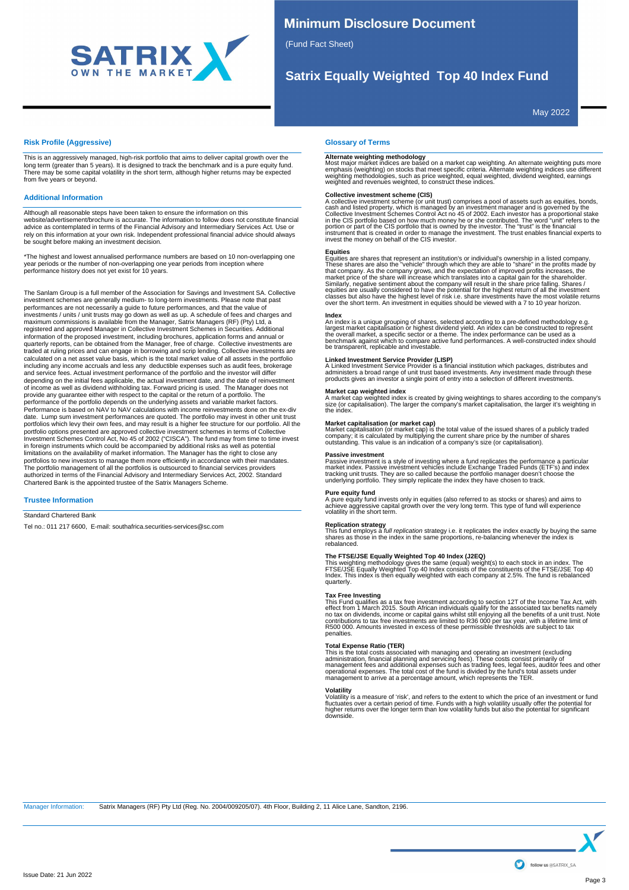# Minimum Disclosure Document

(Fund Fact Sheet)

# Satrix Equally Weighted Top 40 Index Fund

May 2022

## Risk Profile (Aggressive)

This is an aggressively managed, high-risk portfolio that aims to deliver capital growth over the long term (greater than 5 years). It is designed to track the benchmark and is a pure equity fund. There may be some capital volatility in the short term, although higher returns may be expected from five years or beyond.

## Additional Information

Although all reasonable steps have been taken to ensure the information on this website/advertisement/brochure is accurate. The information to follow does not constitute financial advice as contemplated in terms of the Financial Advisory and Intermediary Services Act. Use or rely on this information at your own risk. Independent professional financial advice should always be sought before making an investment decision.

*The highest and lowest annualised performance numbers are based on 10 non-overlapping one year periods or the number of non-overlapping one year periods from inception where performance history does not yet exist for 10 years.

The Sanlam Group is a full member of the Association for Savings and Investment SA. Collective investment schemes are generally medium- to long-term investments. Please note that past performances are not necessarily a guide to future performances, and that the value of investments / units / unit trusts may go down as well as up. A schedule of fees and charges and maximum commissions is available from the Manager, Satrix Managers (RF) (Pty) Ltd, a registered and approved Manager in Collective Investment Schemes in Securities. Additional information of the proposed investment, including brochures, application forms and annual or quarterly reports, can be obtained from the Manager, free of charge. Collective investments are traded at ruling prices and can engage in borrowing and scrip lending. Collective investments are calculated on a net asset value basis, which is the total market value of all assets in the portfolio including any income accruals and less any deductible expenses such as audit fees, brokerage and service fees. Actual investment performance of the portfolio and the investor will differ depending on the initial fees applicable, the actual investment date, and the date of reinvestment of income as well as dividend withholding tax. Forward pricing is used. The Manager does not provide any guarantee either with respect to the capital or the return of a portfolio. The performance of the portfolio depends on the underlying assets and variable market factors. Performance is based on NAV to NAV calculations with income reinvestments done on the ex-div date. Lump sum investment performances are quoted. The portfolio may invest in other unit trust portfolios which levy their own fees, and may result is a higher fee structure for our portfolio. All the portfolio options presented are approved collective investment schemes in terms of Collective Investment Schemes Control Act, No 45 of 2002 ("CISCA"). The fund may from time to time invest in foreign instruments which could be accompanied by additional risks as well as potential limitations on the availability of market information. The Manager has the right to close any portfolios to new investors to manage them more efficiently in accordance with their mandates. The portfolio management of all the portfolios is outsourced to financial services providers authorized in terms of the Financial Advisory and Intermediary Services Act, 2002. Standard Chartered Bank is the appointed trustee of the Satrix Managers Scheme.

## Trustee Information

Standard Chartered Bank

Tel no.: 011 217 6600, E-mail: southafrica.securities-services@sc.com

## Glossary of Terms

**Alternate weighting methodology**
Most major market indices are based on a market cap weighting. An alternate weighting puts more emphasis (weighting) on stocks that meet specific criteria. Alternate weightings indices use different weighting methodologies, such as price weighted, equal weighted, dividend weighted, earnings weighted and revenues weighted, to construct these indices.

**Collective investment scheme (CIS)**
A collective investment scheme (or unit trust) comprises a pool of assets such as equities, bonds, cash and listed property, which is managed by an investment manager and is governed by the Collective Investment Schemes Control Act no 45 of 2002. Each investor has a proportional stake in the CIS portfolio based on how much money he or she contributed. The word "unit" refers to the portion or part of the CIS portfolio that is owned by the investor. The "trust" is the financial instrument that is created in order to manage the investment. The trust enables financial experts to invest the money on behalf of the CIS investor.

**Equities**
Equities are shares that represent an institution's or individual's ownership in a listed company. These shares are also the "vehicle" through which they are able to "share" in the profits made by that company. As the company grows, and the expectation of improved profits increases, the market price of the share will increase which translates into a capital gain for the shareholder. Similarly, negative sentiment about the company will result in the share price falling. Shares / equities are usually considered to have the potential for the highest return of all the investment classes but also have the highest level of risk i.e. share investments have the most volatile returns over the short term. An investment in equities should be viewed with a 7 to 10 year horizon.

**Index**
An index is a unique grouping of shares, selected according to a pre-defined methodology e.g. largest market capitalisation or highest dividend yield. An index can be constructed to represent the overall market, a specific sector or a theme. The index performance can be used as a benchmark against which to compare active fund performances. A well-constructed index should be transparent, replicable and investable.

**Linked Investment Service Provider (LISP)**
A Linked Investment Service Provider is a financial institution which packages, distributes and administers a broad range of unit trust based investments. Any investment made through these products gives an investor a single point of entry into a selection of different investments.

**Market cap weighted index**
A market cap weighted index is created by giving weightings to shares according to the company's size (or capitalisation). The larger the company's market capitalisation, the larger it's weighting in the index.

**Market capitalisation (or market cap)**
Market capitalisation (or market cap) is the total value of the issued shares of a publicly traded company; it is calculated by multiplying the current share price by the number of shares outstanding. This value is an indication of a company's size (or capitalisation).

**Passive investment**
Passive investment is a style of investing where a fund replicates the performance a particular market index. Passive investment vehicles include Exchange Traded Funds (ETF's) and index tracking unit trusts. They are so called because the portfolio manager doesn't choose the underlying portfolio. They simply replicate the index they have chosen to track.

**Pure equity fund**
A pure equity fund invests only in equities (also referred to as stocks or shares) and aims to achieve aggressive capital growth over the very long term. This type of fund will experience volatility in the short term.

**Replication strategy**
This fund employs a *full replication* strategy i.e. it replicates the index exactly by buying the same shares as those in the index in the same proportions, re-balancing whenever the index is rebalanced.

**The FTSE/JSE Equally Weighted Top 40 Index (J2EQ)**
This weighting methodology gives the same (equal) weight(s) to each stock in an index. The FTSE/JSE Equally Weighted Top 40 Index consists of the constituents of the FTSE/JSE Top 40 Index. This index is then equally weighted with each company at 2.5%. The fund is rebalanced quarterly.

**Tax Free Investing**
This Fund qualifies as a tax free investment according to section 12T of the Income Tax Act, with effect from 1 March 2015. South African individuals qualify for the associated tax benefits namely no tax on dividends, income or capital gains whilst still enjoying all the benefits of a unit trust. Note contributions to tax free investments are limited to R36 000 per tax year, with a lifetime limit of R500 000. Amounts invested in excess of these permissible thresholds are subject to tax penalties.

**Total Expense Ratio (TER)**
This is the total costs associated with managing and operating an investment (excluding administration, financial planning and servicing fees). These costs consist primarily of management fees and additional expenses such as trading fees, legal fees, auditor fees and other operational expenses. The total cost of the fund is divided by the fund's total assets under management to arrive at a percentage amount, which represents the TER.

**Volatility**
Volatility is a measure of 'risk', and refers to the extent to which the price of an investment or fund fluctuates over a certain period of time. Funds with a high volatility usually offer the potential for higher returns over the longer term than low volatility funds but also the potential for significant downside.

Manager Information: Satrix Managers (RF) Pty Ltd (Reg. No. 2004/009205/07). 4th Floor, Building 2, 11 Alice Lane, Sandton, 2196.

Issue Date: 21 Jun 2022

follow us @SATRIX_SA